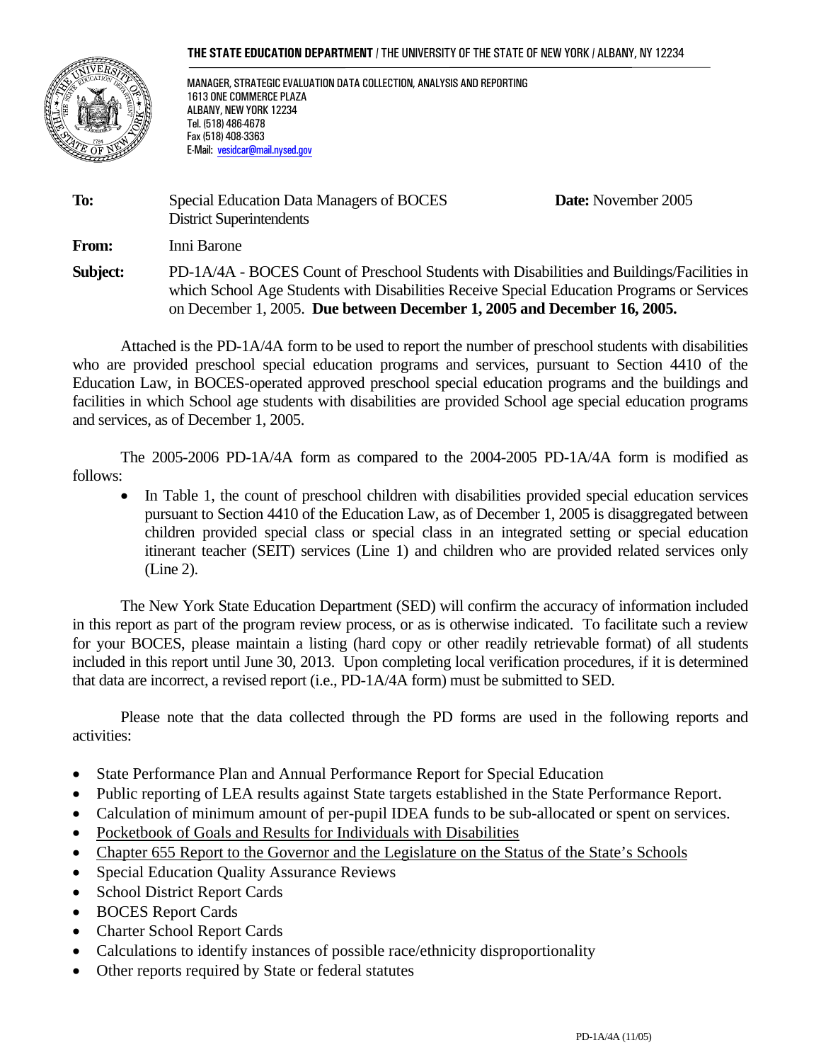**THE STATE EDUCATION DEPARTMENT** / THE UNIVERSITY OF THE STATE OF NEW YORK / ALBANY, NY 12234

MANAGER, STRATEGIC EVALUATION DATA COLLECTION, ANALYSIS AND REPORTING
1613 ONE COMMERCE PLAZA
ALBANY, NEW YORK 12234
Tel. (518) 486-4678
Fax (518) 408-3363
E-Mail: vesidcar@mail.nysed.gov

**To:** Special Education Data Managers of BOCES
District Superintendents

**Date:** November 2005

**From:** Inni Barone

**Subject:** PD-1A/4A - BOCES Count of Preschool Students with Disabilities and Buildings/Facilities in which School Age Students with Disabilities Receive Special Education Programs or Services on December 1, 2005. **Due between December 1, 2005 and December 16, 2005.**

Attached is the PD-1A/4A form to be used to report the number of preschool students with disabilities who are provided preschool special education programs and services, pursuant to Section 4410 of the Education Law, in BOCES-operated approved preschool special education programs and the buildings and facilities in which School age students with disabilities are provided School age special education programs and services, as of December 1, 2005.

The 2005-2006 PD-1A/4A form as compared to the 2004-2005 PD-1A/4A form is modified as follows:

- In Table 1, the count of preschool children with disabilities provided special education services pursuant to Section 4410 of the Education Law, as of December 1, 2005 is disaggregated between children provided special class or special class in an integrated setting or special education itinerant teacher (SEIT) services (Line 1) and children who are provided related services only (Line 2).

The New York State Education Department (SED) will confirm the accuracy of information included in this report as part of the program review process, or as is otherwise indicated. To facilitate such a review for your BOCES, please maintain a listing (hard copy or other readily retrievable format) of all students included in this report until June 30, 2013. Upon completing local verification procedures, if it is determined that data are incorrect, a revised report (i.e., PD-1A/4A form) must be submitted to SED.

Please note that the data collected through the PD forms are used in the following reports and activities:

- State Performance Plan and Annual Performance Report for Special Education
- Public reporting of LEA results against State targets established in the State Performance Report.
- Calculation of minimum amount of per-pupil IDEA funds to be sub-allocated or spent on services.
- Pocketbook of Goals and Results for Individuals with Disabilities
- Chapter 655 Report to the Governor and the Legislature on the Status of the State's Schools
- Special Education Quality Assurance Reviews
- School District Report Cards
- BOCES Report Cards
- Charter School Report Cards
- Calculations to identify instances of possible race/ethnicity disproportionality
- Other reports required by State or federal statutes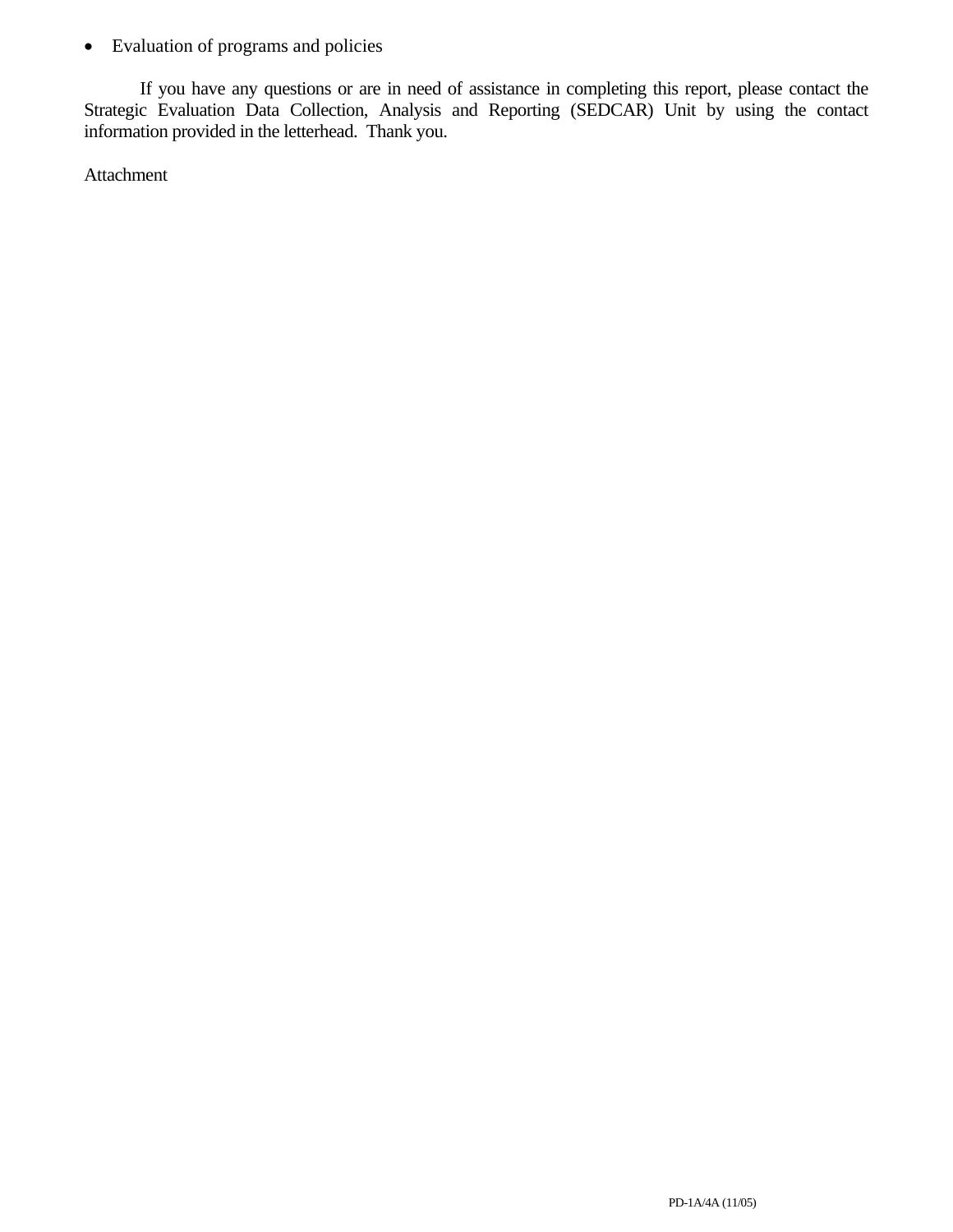- Evaluation of programs and policies

If you have any questions or are in need of assistance in completing this report, please contact the Strategic Evaluation Data Collection, Analysis and Reporting (SEDCAR) Unit by using the contact information provided in the letterhead. Thank you.

Attachment

PD-1A/4A (11/05)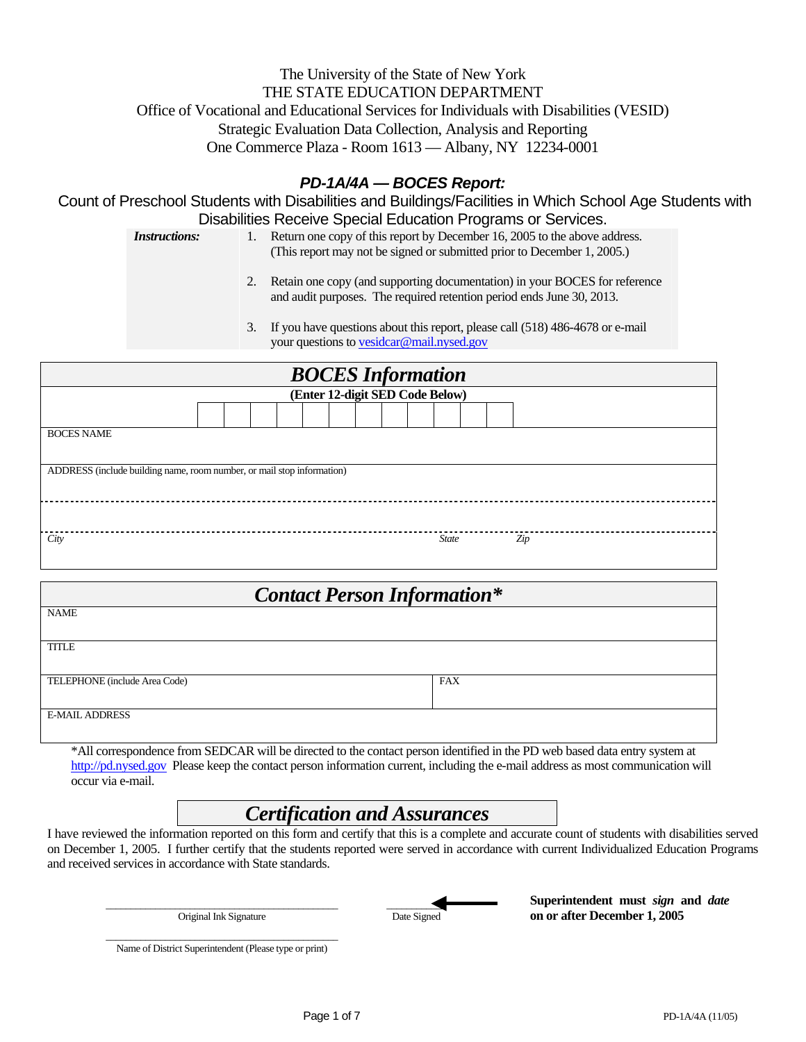The University of the State of New York
THE STATE EDUCATION DEPARTMENT
Office of Vocational and Educational Services for Individuals with Disabilities (VESID)
Strategic Evaluation Data Collection, Analysis and Reporting
One Commerce Plaza - Room 1613 — Albany, NY 12234-0001

# *PD-1A/4A — BOCES Report:*

Count of Preschool Students with Disabilities and Buildings/Facilities in Which School Age Students with Disabilities Receive Special Education Programs or Services.

***Instructions:***

1. Return one copy of this report by December 16, 2005 to the above address. (This report may not be signed or submitted prior to December 1, 2005.)
2. Retain one copy (and supporting documentation) in your BOCES for reference and audit purposes. The required retention period ends June 30, 2013.
3. If you have questions about this report, please call (518) 486-4678 or e-mail your questions to vesidcar@mail.nysed.gov

## *BOCES Information*

**(Enter 12-digit SED Code Below)**

| | | | | | | | | | | | |
|---|---|---|---|---|---|---|---|---|---|---|---|
| | | | | | | | | | | | |

BOCES NAME

ADDRESS (include building name, room number, or mail stop information)

*City* *State* *Zip*

## *Contact Person Information**

NAME

TITLE

TELEPHONE (include Area Code) FAX

E-MAIL ADDRESS

*All correspondence from SEDCAR will be directed to the contact person identified in the PD web based data entry system at http://pd.nysed.gov Please keep the contact person information current, including the e-mail address as most communication will occur via e-mail.

## *Certification and Assurances*

I have reviewed the information reported on this form and certify that this is a complete and accurate count of students with disabilities served on December 1, 2005. I further certify that the students reported were served in accordance with current Individualized Education Programs and received services in accordance with State standards.

\_\_\_\_\_\_\_\_\_\_\_\_\_\_\_\_\_\_\_\_\_\_\_\_\_\_\_\_\_\_\_\_\_\_\_\_\_\_\_\_\_\_
Original Ink Signature

\_\_\_\_\_\_\_\_\_\_\_\_\_\_\_\_
Date Signed

**Superintendent must *sign* and *date* on or after December 1, 2005**

\_\_\_\_\_\_\_\_\_\_\_\_\_\_\_\_\_\_\_\_\_\_\_\_\_\_\_\_\_\_\_\_\_\_\_\_\_\_\_\_\_\_
Name of District Superintendent (Please type or print)

PD-1A/4A (11/05)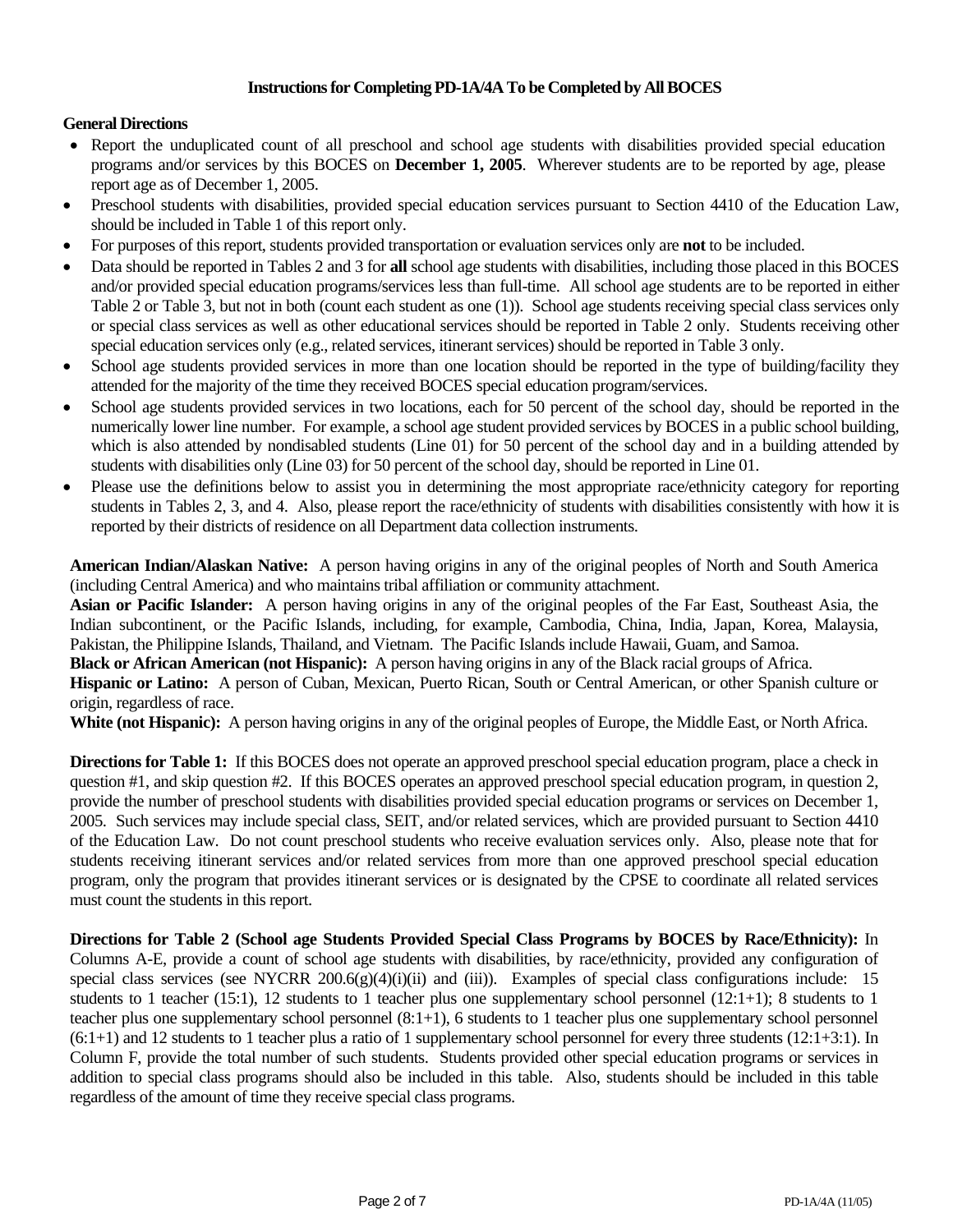## Instructions for Completing PD-1A/4A To be Completed by All BOCES

### General Directions

- Report the unduplicated count of all preschool and school age students with disabilities provided special education programs and/or services by this BOCES on **December 1, 2005**. Wherever students are to be reported by age, please report age as of December 1, 2005.
- Preschool students with disabilities, provided special education services pursuant to Section 4410 of the Education Law, should be included in Table 1 of this report only.
- For purposes of this report, students provided transportation or evaluation services only are **not** to be included.
- Data should be reported in Tables 2 and 3 for **all** school age students with disabilities, including those placed in this BOCES and/or provided special education programs/services less than full-time. All school age students are to be reported in either Table 2 or Table 3, but not in both (count each student as one (1)). School age students receiving special class services only or special class services as well as other educational services should be reported in Table 2 only. Students receiving other special education services only (e.g., related services, itinerant services) should be reported in Table 3 only.
- School age students provided services in more than one location should be reported in the type of building/facility they attended for the majority of the time they received BOCES special education program/services.
- School age students provided services in two locations, each for 50 percent of the school day, should be reported in the numerically lower line number. For example, a school age student provided services by BOCES in a public school building, which is also attended by nondisabled students (Line 01) for 50 percent of the school day and in a building attended by students with disabilities only (Line 03) for 50 percent of the school day, should be reported in Line 01.
- Please use the definitions below to assist you in determining the most appropriate race/ethnicity category for reporting students in Tables 2, 3, and 4. Also, please report the race/ethnicity of students with disabilities consistently with how it is reported by their districts of residence on all Department data collection instruments.

**American Indian/Alaskan Native:** A person having origins in any of the original peoples of North and South America (including Central America) and who maintains tribal affiliation or community attachment.
**Asian or Pacific Islander:** A person having origins in any of the original peoples of the Far East, Southeast Asia, the Indian subcontinent, or the Pacific Islands, including, for example, Cambodia, China, India, Japan, Korea, Malaysia, Pakistan, the Philippine Islands, Thailand, and Vietnam. The Pacific Islands include Hawaii, Guam, and Samoa.
**Black or African American (not Hispanic):** A person having origins in any of the Black racial groups of Africa.
**Hispanic or Latino:** A person of Cuban, Mexican, Puerto Rican, South or Central American, or other Spanish culture or origin, regardless of race.
**White (not Hispanic):** A person having origins in any of the original peoples of Europe, the Middle East, or North Africa.

**Directions for Table 1:** If this BOCES does not operate an approved preschool special education program, place a check in question #1, and skip question #2. If this BOCES operates an approved preschool special education program, in question 2, provide the number of preschool students with disabilities provided special education programs or services on December 1, 2005. Such services may include special class, SEIT, and/or related services, which are provided pursuant to Section 4410 of the Education Law. Do not count preschool students who receive evaluation services only. Also, please note that for students receiving itinerant services and/or related services from more than one approved preschool special education program, only the program that provides itinerant services or is designated by the CPSE to coordinate all related services must count the students in this report.

**Directions for Table 2 (School age Students Provided Special Class Programs by BOCES by Race/Ethnicity):** In Columns A-E, provide a count of school age students with disabilities, by race/ethnicity, provided any configuration of special class services (see NYCRR 200.6(g)(4)(i)(ii) and (iii)). Examples of special class configurations include: 15 students to 1 teacher (15:1), 12 students to 1 teacher plus one supplementary school personnel (12:1+1); 8 students to 1 teacher plus one supplementary school personnel (8:1+1), 6 students to 1 teacher plus one supplementary school personnel (6:1+1) and 12 students to 1 teacher plus a ratio of 1 supplementary school personnel for every three students (12:1+3:1). In Column F, provide the total number of such students. Students provided other special education programs or services in addition to special class programs should also be included in this table. Also, students should be included in this table regardless of the amount of time they receive special class programs.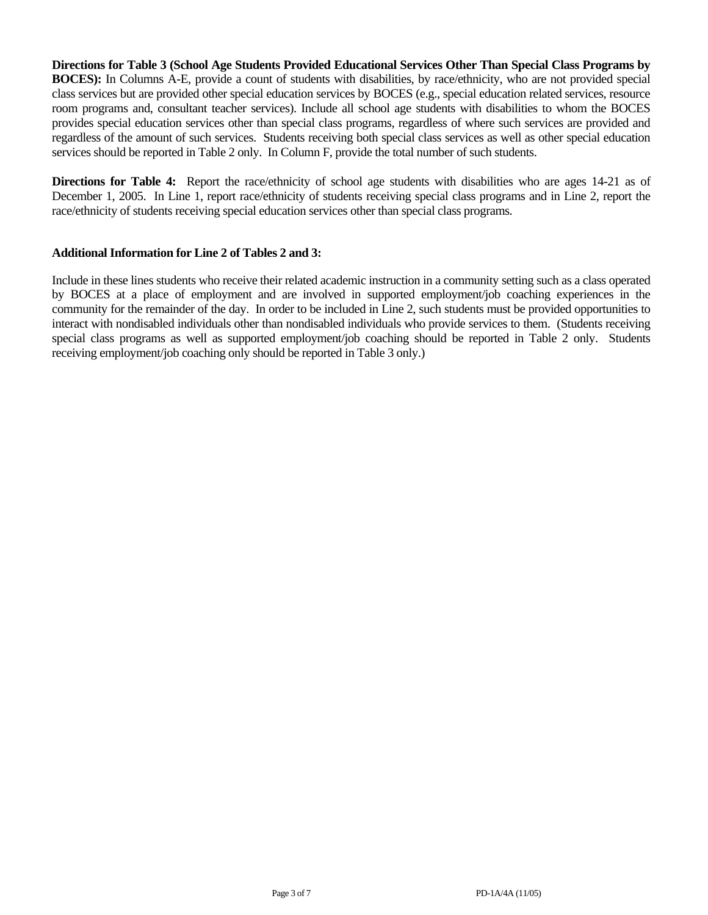**Directions for Table 3 (School Age Students Provided Educational Services Other Than Special Class Programs by BOCES):** In Columns A-E, provide a count of students with disabilities, by race/ethnicity, who are not provided special class services but are provided other special education services by BOCES (e.g., special education related services, resource room programs and, consultant teacher services). Include all school age students with disabilities to whom the BOCES provides special education services other than special class programs, regardless of where such services are provided and regardless of the amount of such services. Students receiving both special class services as well as other special education services should be reported in Table 2 only. In Column F, provide the total number of such students.

**Directions for Table 4:** Report the race/ethnicity of school age students with disabilities who are ages 14-21 as of December 1, 2005. In Line 1, report race/ethnicity of students receiving special class programs and in Line 2, report the race/ethnicity of students receiving special education services other than special class programs.

**Additional Information for Line 2 of Tables 2 and 3:**

Include in these lines students who receive their related academic instruction in a community setting such as a class operated by BOCES at a place of employment and are involved in supported employment/job coaching experiences in the community for the remainder of the day. In order to be included in Line 2, such students must be provided opportunities to interact with nondisabled individuals other than nondisabled individuals who provide services to them. (Students receiving special class programs as well as supported employment/job coaching should be reported in Table 2 only. Students receiving employment/job coaching only should be reported in Table 3 only.)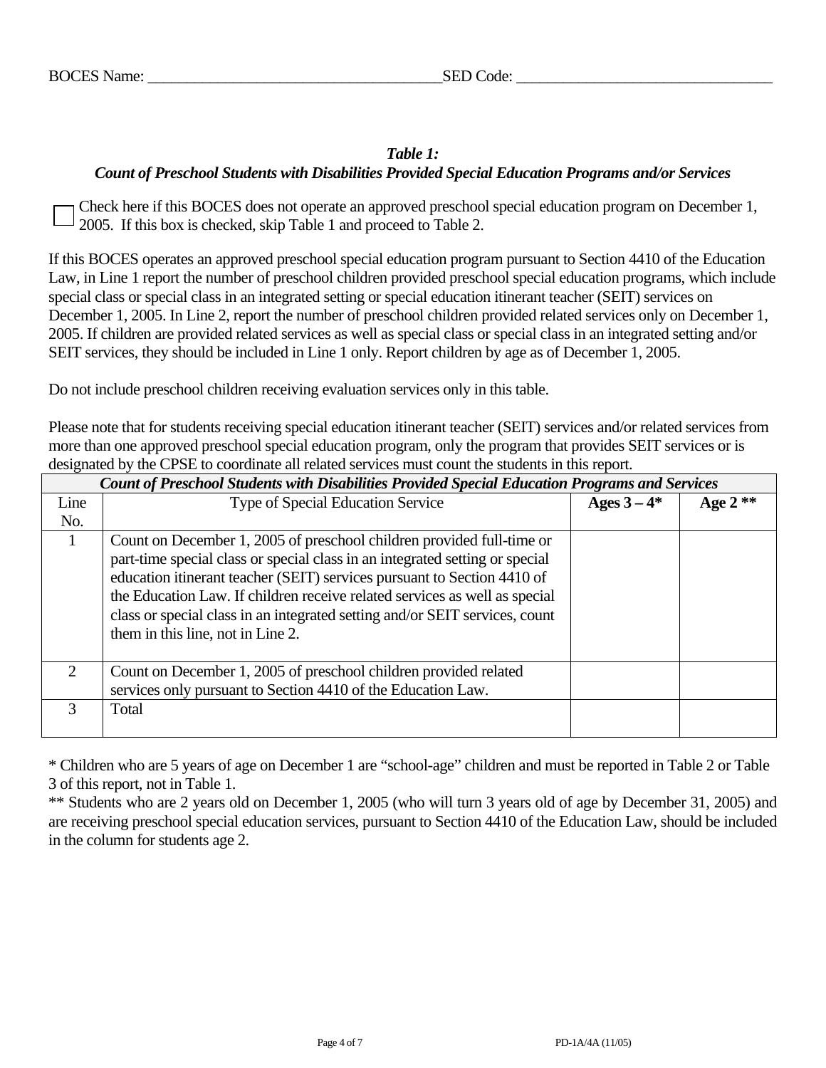BOCES Name: _______________________________________ SED Code: __________________________________

### *Table 1:*
### *Count of Preschool Students with Disabilities Provided Special Education Programs and/or Services*

☐ Check here if this BOCES does not operate an approved preschool special education program on December 1, 2005. If this box is checked, skip Table 1 and proceed to Table 2.

If this BOCES operates an approved preschool special education program pursuant to Section 4410 of the Education Law, in Line 1 report the number of preschool children provided preschool special education programs, which include special class or special class in an integrated setting or special education itinerant teacher (SEIT) services on December 1, 2005. In Line 2, report the number of preschool children provided related services only on December 1, 2005. If children are provided related services as well as special class or special class in an integrated setting and/or SEIT services, they should be included in Line 1 only. Report children by age as of December 1, 2005.

Do not include preschool children receiving evaluation services only in this table.

Please note that for students receiving special education itinerant teacher (SEIT) services and/or related services from more than one approved preschool special education program, only the program that provides SEIT services or is designated by the CPSE to coordinate all related services must count the students in this report.

| ***Count of Preschool Students with Disabilities Provided Special Education Programs and Services*** | | | |
|---|---|---|---|
| Line No. | Type of Special Education Service | **Ages 3 – 4*** | **Age 2 **** |
| 1 | Count on December 1, 2005 of preschool children provided full-time or part-time special class or special class in an integrated setting or special education itinerant teacher (SEIT) services pursuant to Section 4410 of the Education Law. If children receive related services as well as special class or special class in an integrated setting and/or SEIT services, count them in this line, not in Line 2. | | |
| 2 | Count on December 1, 2005 of preschool children provided related services only pursuant to Section 4410 of the Education Law. | | |
| 3 | Total | | |

* Children who are 5 years of age on December 1 are "school-age" children and must be reported in Table 2 or Table 3 of this report, not in Table 1.

** Students who are 2 years old on December 1, 2005 (who will turn 3 years old of age by December 31, 2005) and are receiving preschool special education services, pursuant to Section 4410 of the Education Law, should be included in the column for students age 2.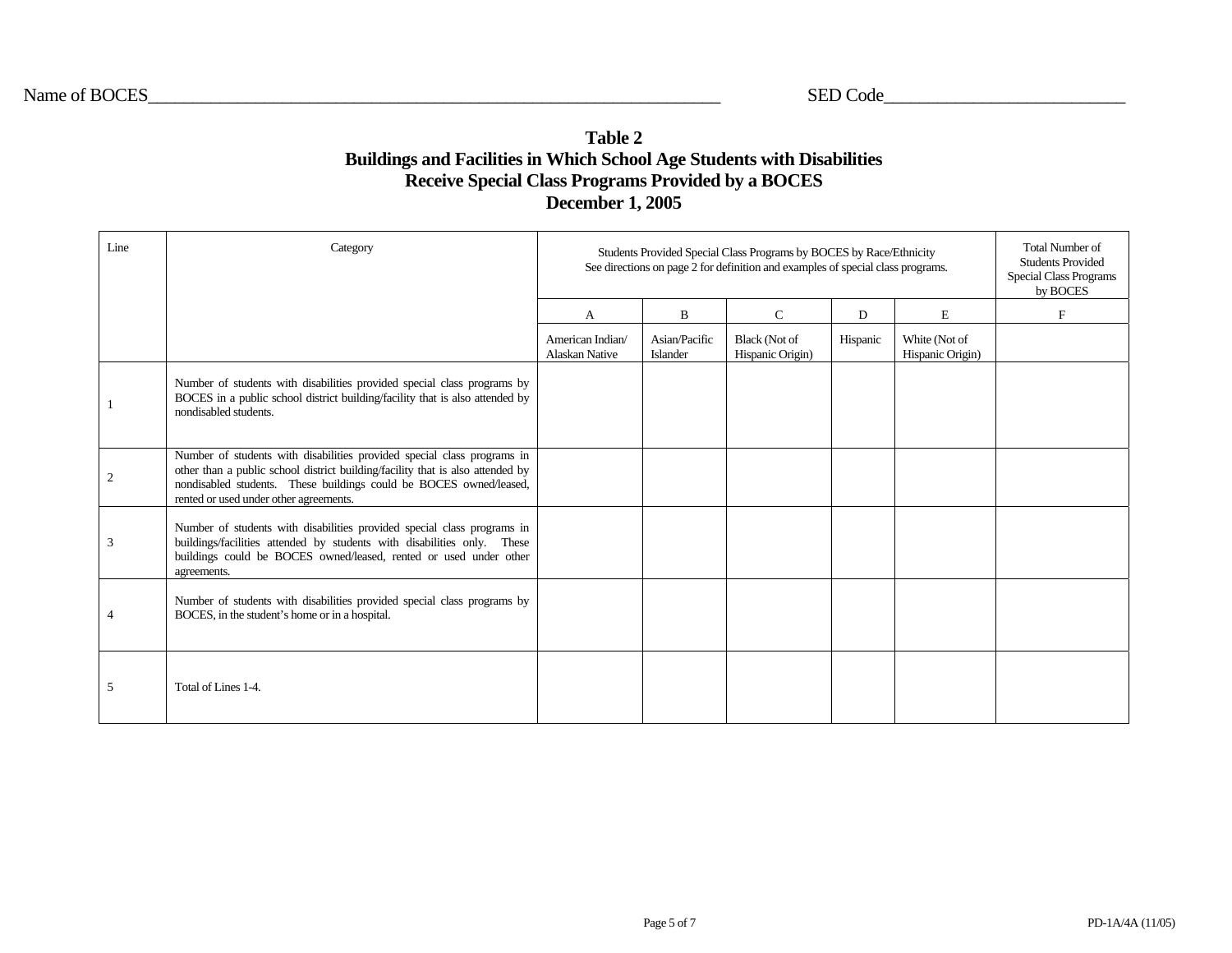Name of BOCES_______________________________________________ SED Code______________________

# Table 2
## Buildings and Facilities in Which School Age Students with Disabilities Receive Special Class Programs Provided by a BOCES
## December 1, 2005

| Line | Category | Students Provided Special Class Programs by BOCES by Race/Ethnicity See directions on page 2 for definition and examples of special class programs. | | | | | Total Number of Students Provided Special Class Programs by BOCES |
|---|---|---|---|---|---|---|---|
| | | A | B | C | D | E | F |
| | | American Indian/ Alaskan Native | Asian/Pacific Islander | Black (Not of Hispanic Origin) | Hispanic | White (Not of Hispanic Origin) | |
| 1 | Number of students with disabilities provided special class programs by BOCES in a public school district building/facility that is also attended by nondisabled students. | | | | | | |
| 2 | Number of students with disabilities provided special class programs in other than a public school district building/facility that is also attended by nondisabled students. These buildings could be BOCES owned/leased, rented or used under other agreements. | | | | | | |
| 3 | Number of students with disabilities provided special class programs in buildings/facilities attended by students with disabilities only. These buildings could be BOCES owned/leased, rented or used under other agreements. | | | | | | |
| 4 | Number of students with disabilities provided special class programs by BOCES, in the student's home or in a hospital. | | | | | | |
| 5 | Total of Lines 1-4. | | | | | | |

PD-1A/4A (11/05)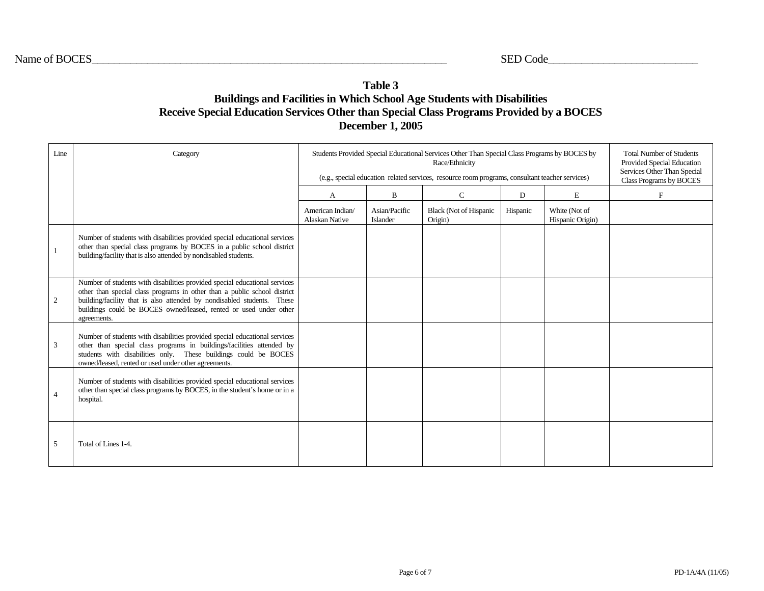Name of BOCES_______________________________________________________________ SED Code__________________________

# Table 3
## Buildings and Facilities in Which School Age Students with Disabilities Receive Special Education Services Other than Special Class Programs Provided by a BOCES
## December 1, 2005

| Line | Category | Students Provided Special Educational Services Other Than Special Class Programs by BOCES by Race/Ethnicity (e.g., special education related services, resource room programs, consultant teacher services) | | | | | Total Number of Students Provided Special Education Services Other Than Special Class Programs by BOCES |
|---|---|---|---|---|---|---|---|
| | | A | B | C | D | E | F |
| | | American Indian/ Alaskan Native | Asian/Pacific Islander | Black (Not of Hispanic Origin) | Hispanic | White (Not of Hispanic Origin) | |
| 1 | Number of students with disabilities provided special educational services other than special class programs by BOCES in a public school district building/facility that is also attended by nondisabled students. | | | | | | |
| 2 | Number of students with disabilities provided special educational services other than special class programs in other than a public school district building/facility that is also attended by nondisabled students. These buildings could be BOCES owned/leased, rented or used under other agreements. | | | | | | |
| 3 | Number of students with disabilities provided special educational services other than special class programs in buildings/facilities attended by students with disabilities only. These buildings could be BOCES owned/leased, rented or used under other agreements. | | | | | | |
| 4 | Number of students with disabilities provided special educational services other than special class programs by BOCES, in the student's home or in a hospital. | | | | | | |
| 5 | Total of Lines 1-4. | | | | | | |

PD-1A/4A (11/05)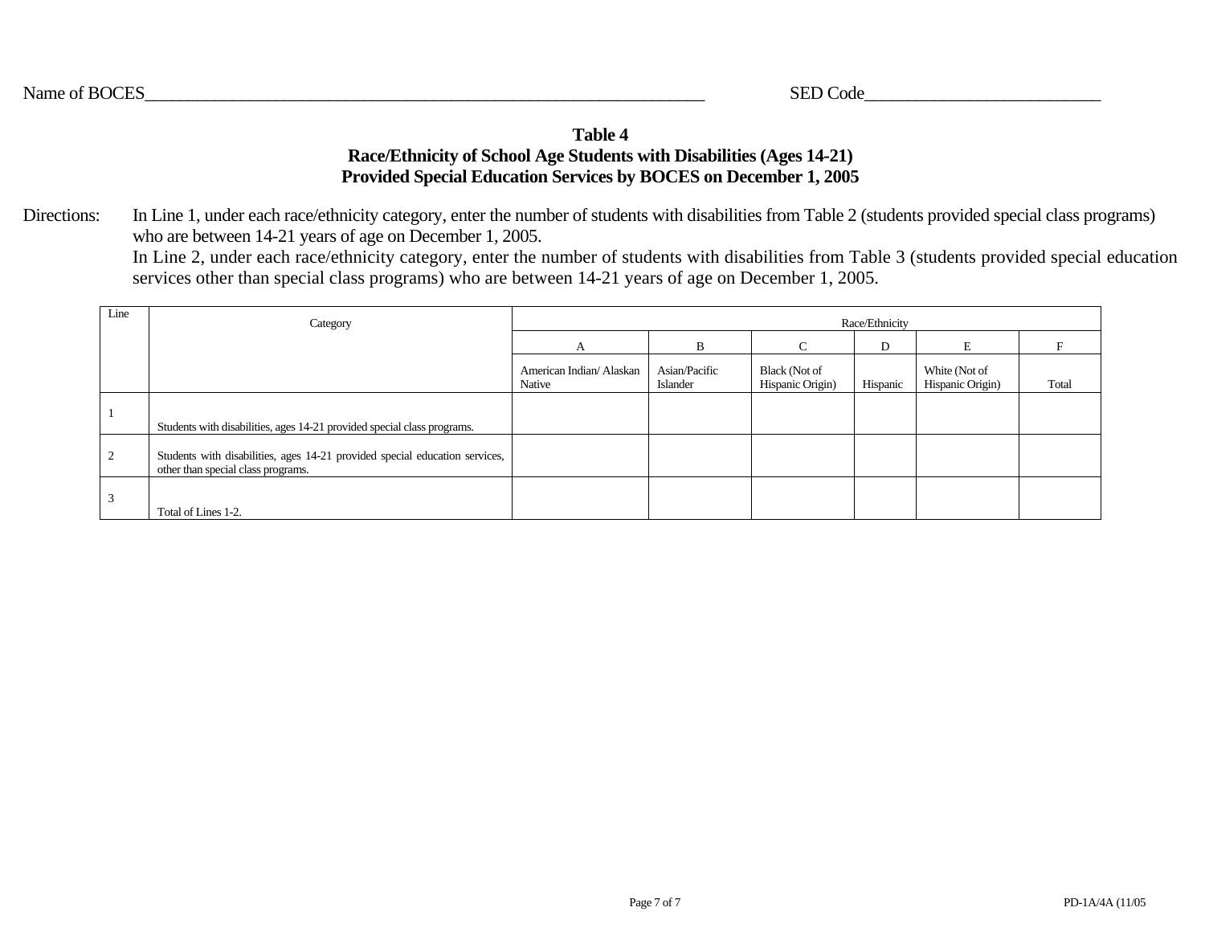Name of BOCES\_\_\_\_\_\_\_\_\_\_\_\_\_\_\_\_\_\_\_\_\_\_\_\_\_\_\_\_\_\_\_\_\_\_\_\_\_\_\_\_\_\_\_\_\_\_\_\_\_\_\_\_\_\_\_\_\_\_\_\_\_\_\_\_ SED Code\_\_\_\_\_\_\_\_\_\_\_\_\_\_\_\_\_\_\_\_\_\_\_\_\_\_\_\_

**Table 4**
**Race/Ethnicity of School Age Students with Disabilities (Ages 14-21)**
**Provided Special Education Services by BOCES on December 1, 2005**

Directions: In Line 1, under each race/ethnicity category, enter the number of students with disabilities from Table 2 (students provided special class programs) who are between 14-21 years of age on December 1, 2005.
In Line 2, under each race/ethnicity category, enter the number of students with disabilities from Table 3 (students provided special education services other than special class programs) who are between 14-21 years of age on December 1, 2005.

| Line | Category | Race/Ethnicity | | | | | |
|---|---|---|---|---|---|---|---|
| | | A | B | C | D | E | F |
| | | American Indian/ Alaskan Native | Asian/Pacific Islander | Black (Not of Hispanic Origin) | Hispanic | White (Not of Hispanic Origin) | Total |
| 1 | Students with disabilities, ages 14-21 provided special class programs. | | | | | | |
| 2 | Students with disabilities, ages 14-21 provided special education services, other than special class programs. | | | | | | |
| 3 | Total of Lines 1-2. | | | | | | |

PD-1A/4A (11/05